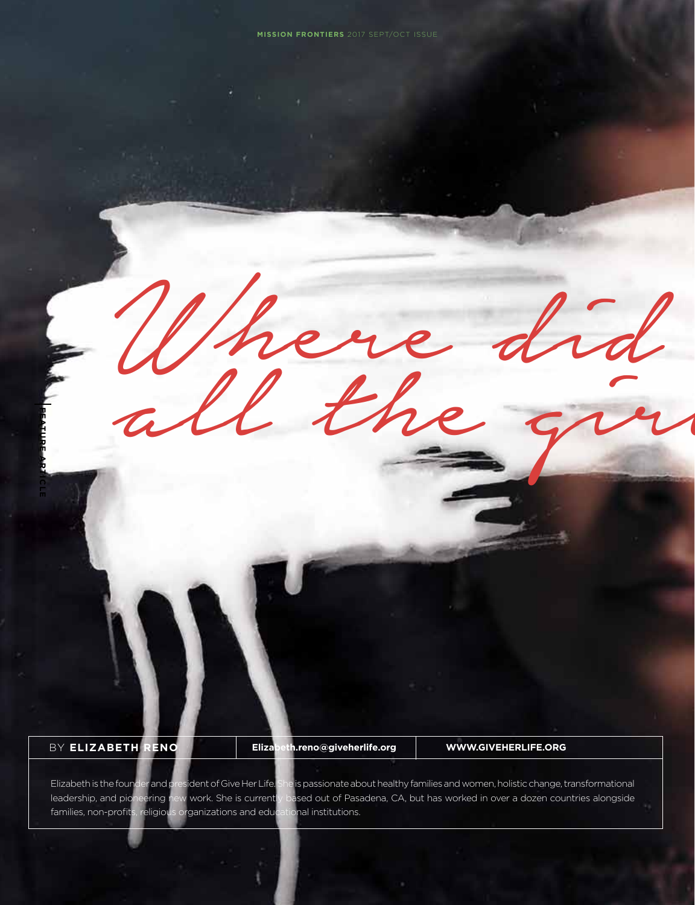# Where did all the gir

BY **ELIZABETH RENO** | **Elizabeth.reno@giveherlife.org** | **WWW.GIVEHERLIFE.ORG**

Elizabeth is the founder and president of Give Her Life. She is passionate about healthy families and women, holistic change, transformational leadership, and pioneering new work. She is currently based out of Pasadena, CA, but has worked in over a dozen countries alongside families, non-profits, religious organizations and educational institutions.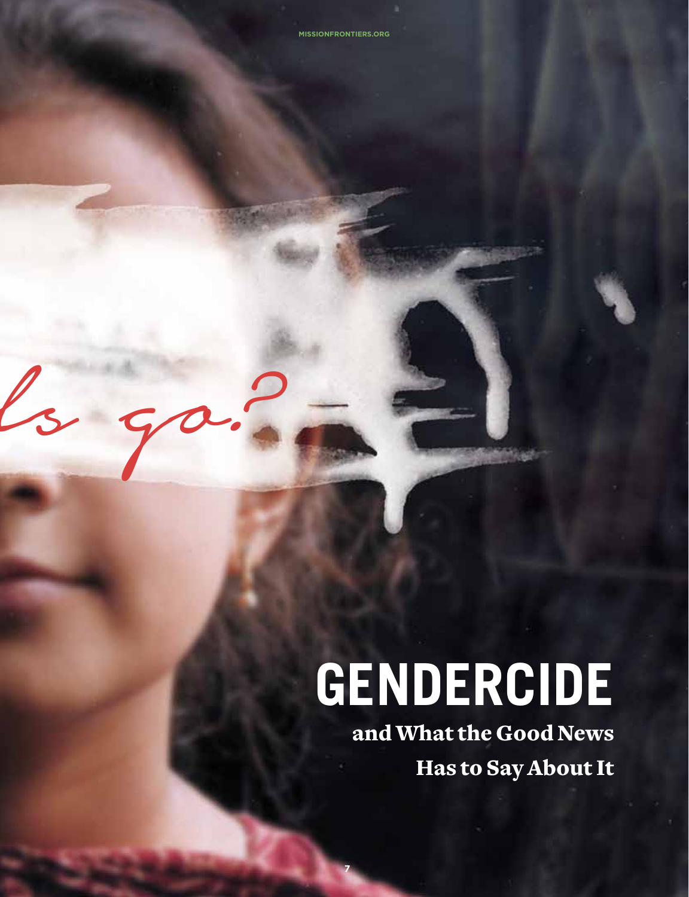ls go.?

# GENDERCIDE

## and What the Good News Has to Say About It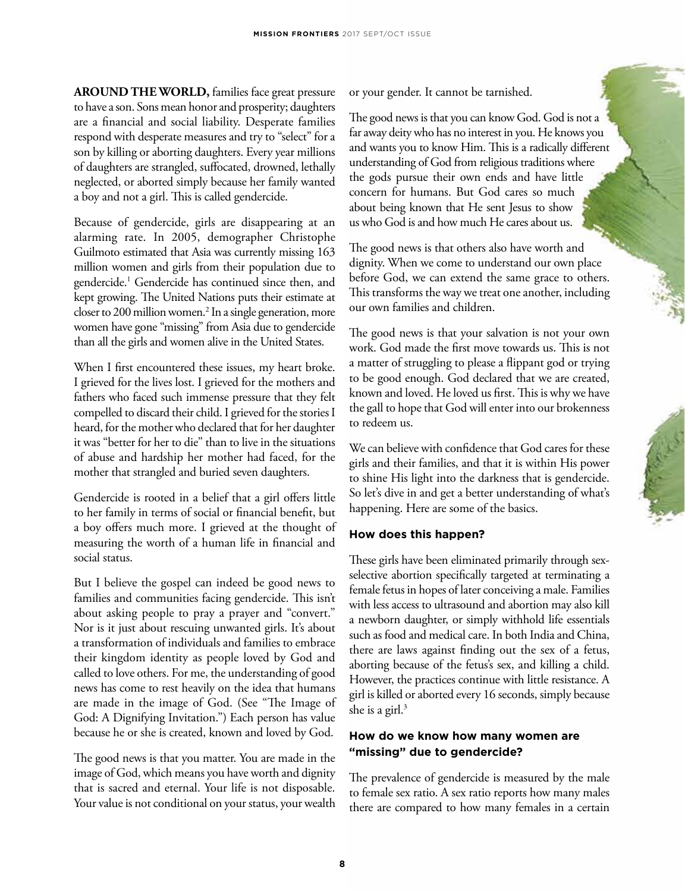**AROUND THE WORLD,** families face great pressure to have a son. Sons mean honor and prosperity; daughters are a financial and social liability. Desperate families respond with desperate measures and try to "select" for a son by killing or aborting daughters. Every year millions of daughters are strangled, suffocated, drowned, lethally neglected, or aborted simply because her family wanted a boy and not a girl. This is called gendercide.

Because of gendercide, girls are disappearing at an alarming rate. In 2005, demographer Christophe Guilmoto estimated that Asia was currently missing 163 million women and girls from their population due to gendercide.[1] Gendercide has continued since then, and kept growing. The United Nations puts their estimate at closer to 200 million women.[2] In a single generation, more women have gone "missing" from Asia due to gendercide than all the girls and women alive in the United States.

When I first encountered these issues, my heart broke. I grieved for the lives lost. I grieved for the mothers and fathers who faced such immense pressure that they felt compelled to discard their child. I grieved for the stories I heard, for the mother who declared that for her daughter it was "better for her to die" than to live in the situations of abuse and hardship her mother had faced, for the mother that strangled and buried seven daughters.

Gendercide is rooted in a belief that a girl offers little to her family in terms of social or financial benefit, but a boy offers much more. I grieved at the thought of measuring the worth of a human life in financial and social status.

But I believe the gospel can indeed be good news to families and communities facing gendercide. This isn't about asking people to pray a prayer and "convert." Nor is it just about rescuing unwanted girls. It's about a transformation of individuals and families to embrace their kingdom identity as people loved by God and called to love others. For me, the understanding of good news has come to rest heavily on the idea that humans are made in the image of God. (See "The Image of God: A Dignifying Invitation.") Each person has value because he or she is created, known and loved by God.

The good news is that you matter. You are made in the image of God, which means you have worth and dignity that is sacred and eternal. Your life is not disposable. Your value is not conditional on your status, your wealth or your gender. It cannot be tarnished.

The good news is that you can know God. God is not a far away deity who has no interest in you. He knows you and wants you to know Him. This is a radically different understanding of God from religious traditions where the gods pursue their own ends and have little concern for humans. But God cares so much about being known that He sent Jesus to show us who God is and how much He cares about us.

The good news is that others also have worth and dignity. When we come to understand our own place before God, we can extend the same grace to others. This transforms the way we treat one another, including our own families and children.

The good news is that your salvation is not your own work. God made the first move towards us. This is not a matter of struggling to please a flippant god or trying to be good enough. God declared that we are created, known and loved. He loved us first. This is why we have the gall to hope that God will enter into our brokenness to redeem us.

We can believe with confidence that God cares for these girls and their families, and that it is within His power to shine His light into the darkness that is gendercide. So let's dive in and get a better understanding of what's happening. Here are some of the basics.

### How does this happen?

These girls have been eliminated primarily through sex-selective abortion specifically targeted at terminating a female fetus in hopes of later conceiving a male. Families with less access to ultrasound and abortion may also kill a newborn daughter, or simply withhold life essentials such as food and medical care. In both India and China, there are laws against finding out the sex of a fetus, aborting because of the fetus's sex, and killing a child. However, the practices continue with little resistance. A girl is killed or aborted every 16 seconds, simply because she is a girl.[3]

### How do we know how many women are "missing" due to gendercide?

The prevalence of gendercide is measured by the male to female sex ratio. A sex ratio reports how many males there are compared to how many females in a certain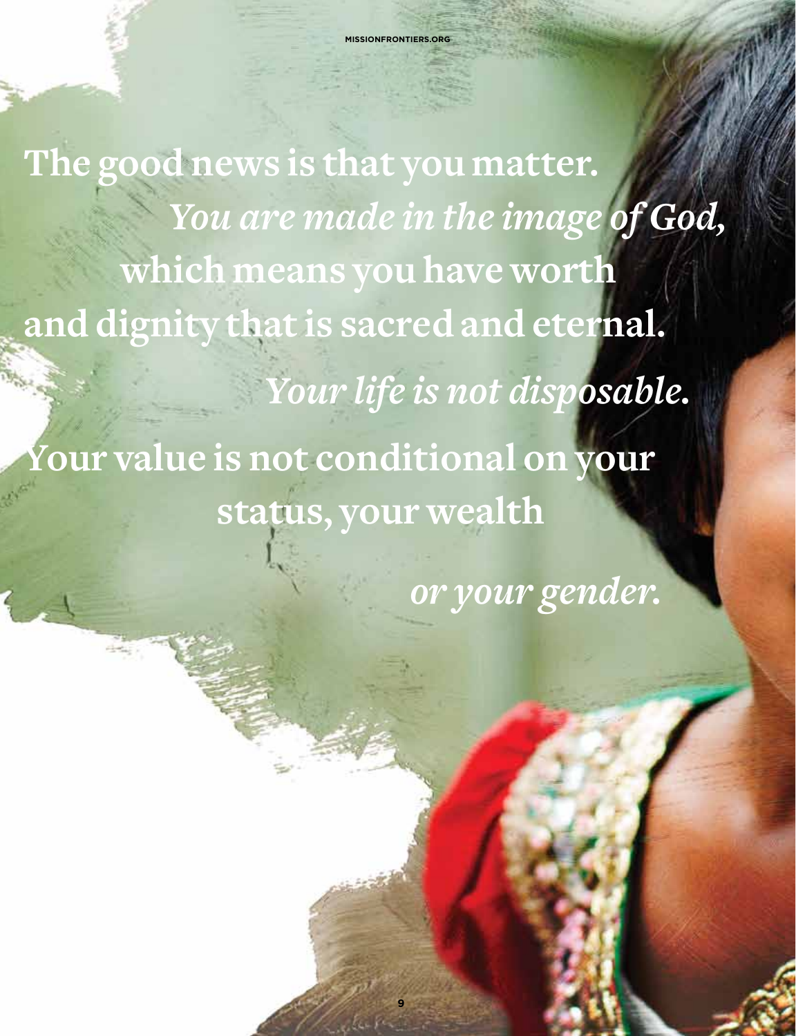**The good news is that you matter.** ***You are made in the image of God,*** **which means you have worth and dignity that is sacred and eternal.** ***Your life is not disposable.*** **Your value is not conditional on your status, your wealth** ***or your gender.***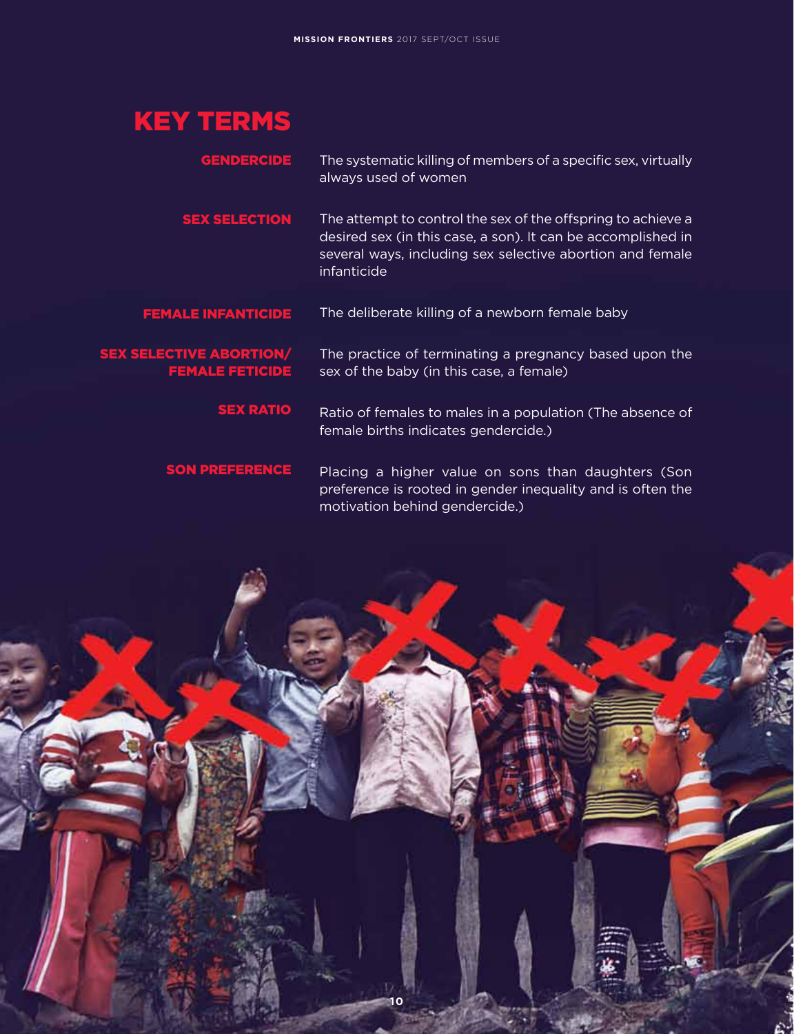# KEY TERMS

**GENDERCIDE** — The systematic killing of members of a specific sex, virtually always used of women

**SEX SELECTION** — The attempt to control the sex of the offspring to achieve a desired sex (in this case, a son). It can be accomplished in several ways, including sex selective abortion and female infanticide

**FEMALE INFANTICIDE** — The deliberate killing of a newborn female baby

**SEX SELECTIVE ABORTION/ FEMALE FETICIDE** — The practice of terminating a pregnancy based upon the sex of the baby (in this case, a female)

**SEX RATIO** — Ratio of females to males in a population (The absence of female births indicates gendercide.)

**SON PREFERENCE** — Placing a higher value on sons than daughters (Son preference is rooted in gender inequality and is often the motivation behind gendercide.)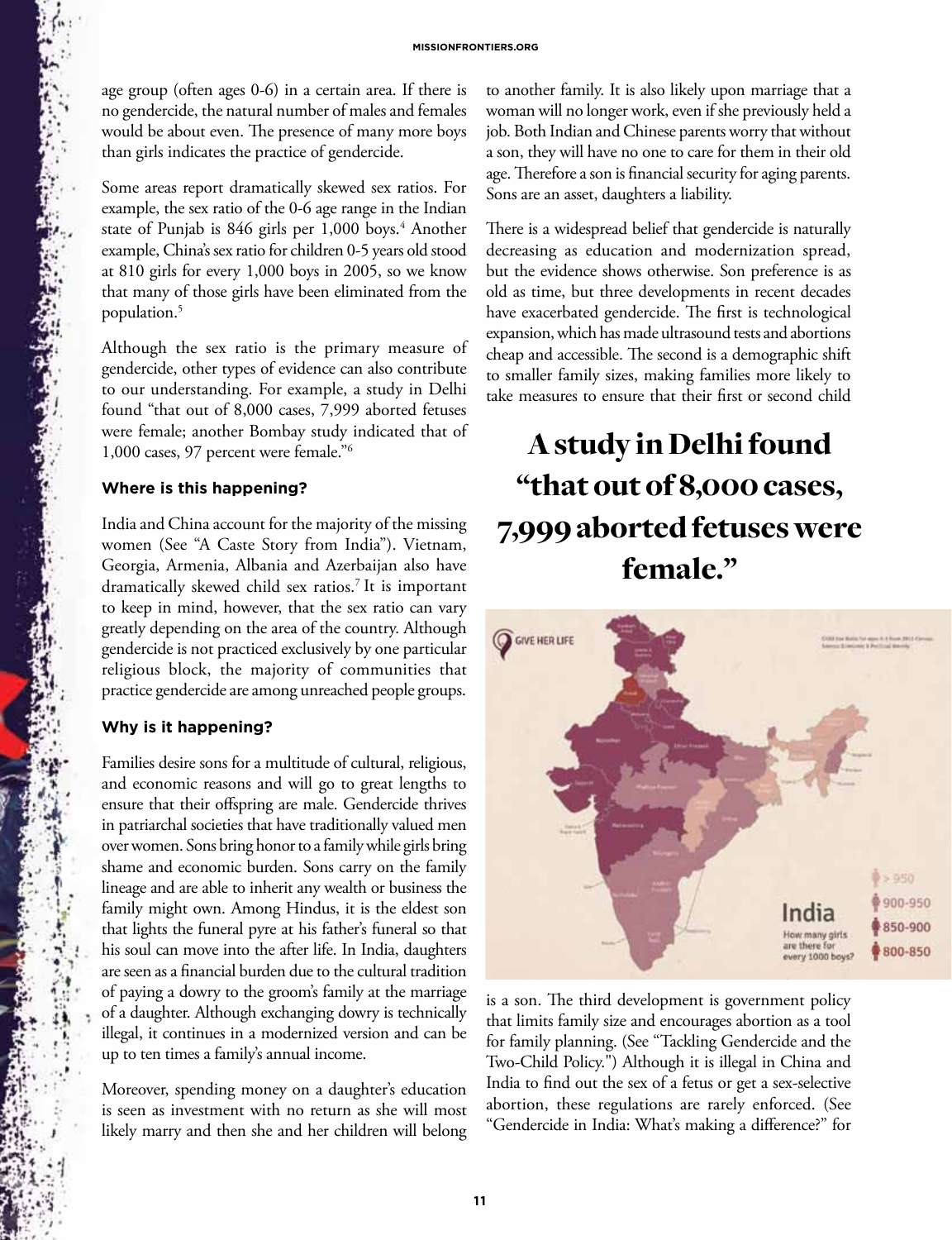age group (often ages 0-6) in a certain area. If there is no gendercide, the natural number of males and females would be about even. The presence of many more boys than girls indicates the practice of gendercide.

Some areas report dramatically skewed sex ratios. For example, the sex ratio of the 0-6 age range in the Indian state of Punjab is 846 girls per 1,000 boys.[4] Another example, China's sex ratio for children 0-5 years old stood at 810 girls for every 1,000 boys in 2005, so we know that many of those girls have been eliminated from the population.[5]

Although the sex ratio is the primary measure of gendercide, other types of evidence can also contribute to our understanding. For example, a study in Delhi found "that out of 8,000 cases, 7,999 aborted fetuses were female; another Bombay study indicated that of 1,000 cases, 97 percent were female."[6]

### Where is this happening?

India and China account for the majority of the missing women (See "A Caste Story from India"). Vietnam, Georgia, Armenia, Albania and Azerbaijan also have dramatically skewed child sex ratios.[7] It is important to keep in mind, however, that the sex ratio can vary greatly depending on the area of the country. Although gendercide is not practiced exclusively by one particular religious block, the majority of communities that practice gendercide are among unreached people groups.

### Why is it happening?

Families desire sons for a multitude of cultural, religious, and economic reasons and will go to great lengths to ensure that their offspring are male. Gendercide thrives in patriarchal societies that have traditionally valued men over women. Sons bring honor to a family while girls bring shame and economic burden. Sons carry on the family lineage and are able to inherit any wealth or business the family might own. Among Hindus, it is the eldest son that lights the funeral pyre at his father's funeral so that his soul can move into the after life. In India, daughters are seen as a financial burden due to the cultural tradition of paying a dowry to the groom's family at the marriage of a daughter. Although exchanging dowry is technically illegal, it continues in a modernized version and can be up to ten times a family's annual income.

Moreover, spending money on a daughter's education is seen as investment with no return as she will most likely marry and then she and her children will belong to another family. It is also likely upon marriage that a woman will no longer work, even if she previously held a job. Both Indian and Chinese parents worry that without a son, they will have no one to care for them in their old age. Therefore a son is financial security for aging parents. Sons are an asset, daughters a liability.

There is a widespread belief that gendercide is naturally decreasing as education and modernization spread, but the evidence shows otherwise. Son preference is as old as time, but three developments in recent decades have exacerbated gendercide. The first is technological expansion, which has made ultrasound tests and abortions cheap and accessible. The second is a demographic shift to smaller family sizes, making families more likely to take measures to ensure that their first or second child is a son. The third development is government policy that limits family size and encourages abortion as a tool for family planning. (See "Tackling Gendercide and the Two-Child Policy.") Although it is illegal in China and India to find out the sex of a fetus or get a sex-selective abortion, these regulations are rarely enforced. (See "Gendercide in India: What's making a difference?" for

> **A study in Delhi found "that out of 8,000 cases, 7,999 aborted fetuses were female."**

GIVE HER LIFE

India — How many girls are there for every 1000 boys?

- > 950
- 900-950
- 850-900
- 800-850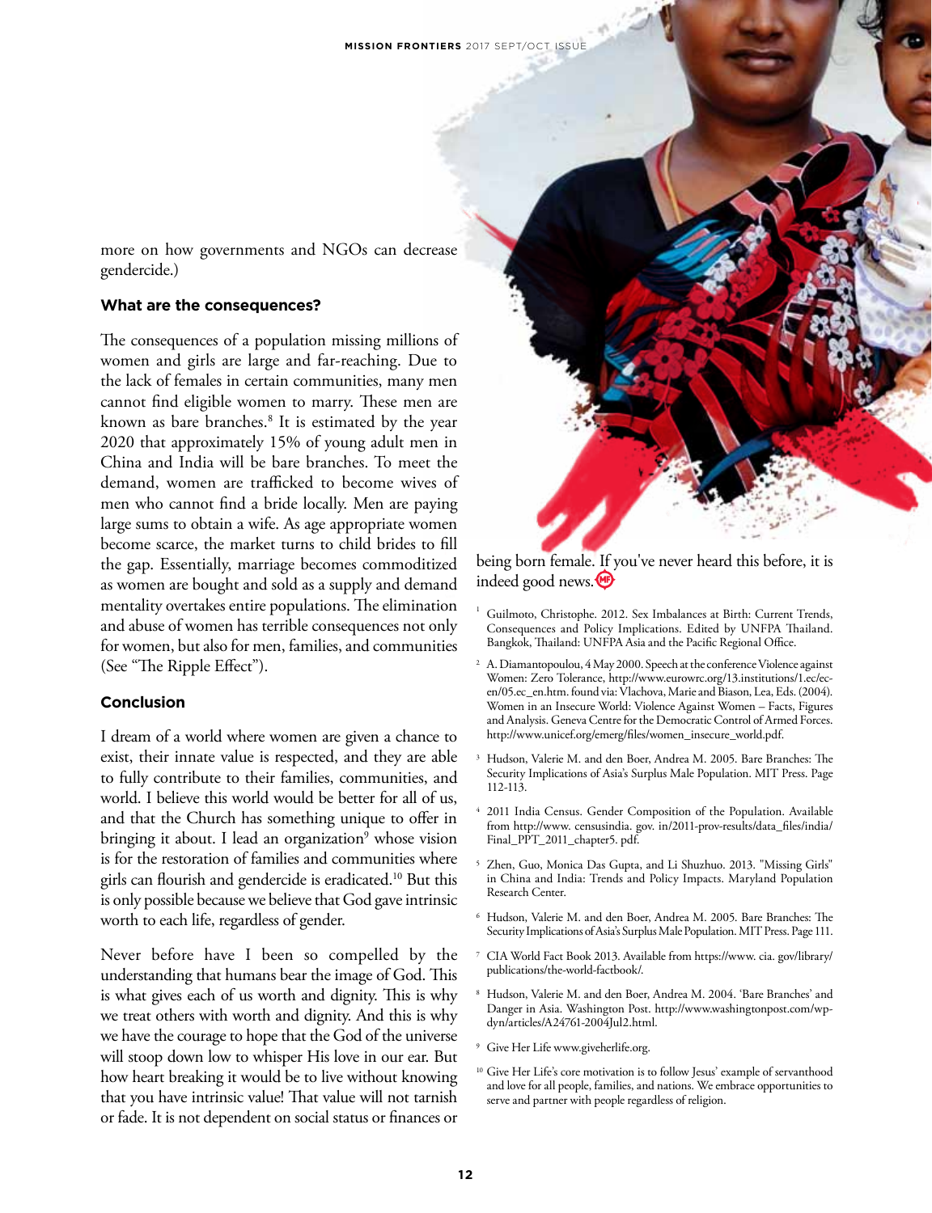more on how governments and NGOs can decrease gendercide.)

### What are the consequences?

The consequences of a population missing millions of women and girls are large and far-reaching. Due to the lack of females in certain communities, many men cannot find eligible women to marry. These men are known as bare branches.[8] It is estimated by the year 2020 that approximately 15% of young adult men in China and India will be bare branches. To meet the demand, women are trafficked to become wives of men who cannot find a bride locally. Men are paying large sums to obtain a wife. As age appropriate women become scarce, the market turns to child brides to fill the gap. Essentially, marriage becomes commoditized as women are bought and sold as a supply and demand mentality overtakes entire populations. The elimination and abuse of women has terrible consequences not only for women, but also for men, families, and communities (See "The Ripple Effect").

### Conclusion

I dream of a world where women are given a chance to exist, their innate value is respected, and they are able to fully contribute to their families, communities, and world. I believe this world would be better for all of us, and that the Church has something unique to offer in bringing it about. I lead an organization[9] whose vision is for the restoration of families and communities where girls can flourish and gendercide is eradicated.[10] But this is only possible because we believe that God gave intrinsic worth to each life, regardless of gender.

Never before have I been so compelled by the understanding that humans bear the image of God. This is what gives each of us worth and dignity. This is why we treat others with worth and dignity. And this is why we have the courage to hope that the God of the universe will stoop down low to whisper His love in our ear. But how heart breaking it would be to live without knowing that you have intrinsic value! That value will not tarnish or fade. It is not dependent on social status or finances or being born female. If you've never heard this before, it is indeed good news.

1. Guilmoto, Christophe. 2012. Sex Imbalances at Birth: Current Trends, Consequences and Policy Implications. Edited by UNFPA Thailand. Bangkok, Thailand: UNFPA Asia and the Pacific Regional Office.
2. A. Diamantopoulou, 4 May 2000. Speech at the conference Violence against Women: Zero Tolerance, http://www.eurowrc.org/13.institutions/1.ec/ec-en/05.ec_en.htm. found via: Vlachova, Marie and Biason, Lea, Eds. (2004). Women in an Insecure World: Violence Against Women – Facts, Figures and Analysis. Geneva Centre for the Democratic Control of Armed Forces. http://www.unicef.org/emerg/files/women_insecure_world.pdf.
3. Hudson, Valerie M. and den Boer, Andrea M. 2005. Bare Branches: The Security Implications of Asia's Surplus Male Population. MIT Press. Page 112-113.
4. 2011 India Census. Gender Composition of the Population. Available from http://www. censusindia. gov. in/2011-prov-results/data_files/india/Final_PPT_2011_chapter5. pdf.
5. Zhen, Guo, Monica Das Gupta, and Li Shuzhuo. 2013. "Missing Girls" in China and India: Trends and Policy Impacts. Maryland Population Research Center.
6. Hudson, Valerie M. and den Boer, Andrea M. 2005. Bare Branches: The Security Implications of Asia's Surplus Male Population. MIT Press. Page 111.
7. CIA World Fact Book 2013. Available from https://www. cia. gov/library/publications/the-world-factbook/.
8. Hudson, Valerie M. and den Boer, Andrea M. 2004. 'Bare Branches' and Danger in Asia. Washington Post. http://www.washingtonpost.com/wp-dyn/articles/A24761-2004Jul2.html.
9. Give Her Life www.giveherlife.org.
10. Give Her Life's core motivation is to follow Jesus' example of servanthood and love for all people, families, and nations. We embrace opportunities to serve and partner with people regardless of religion.